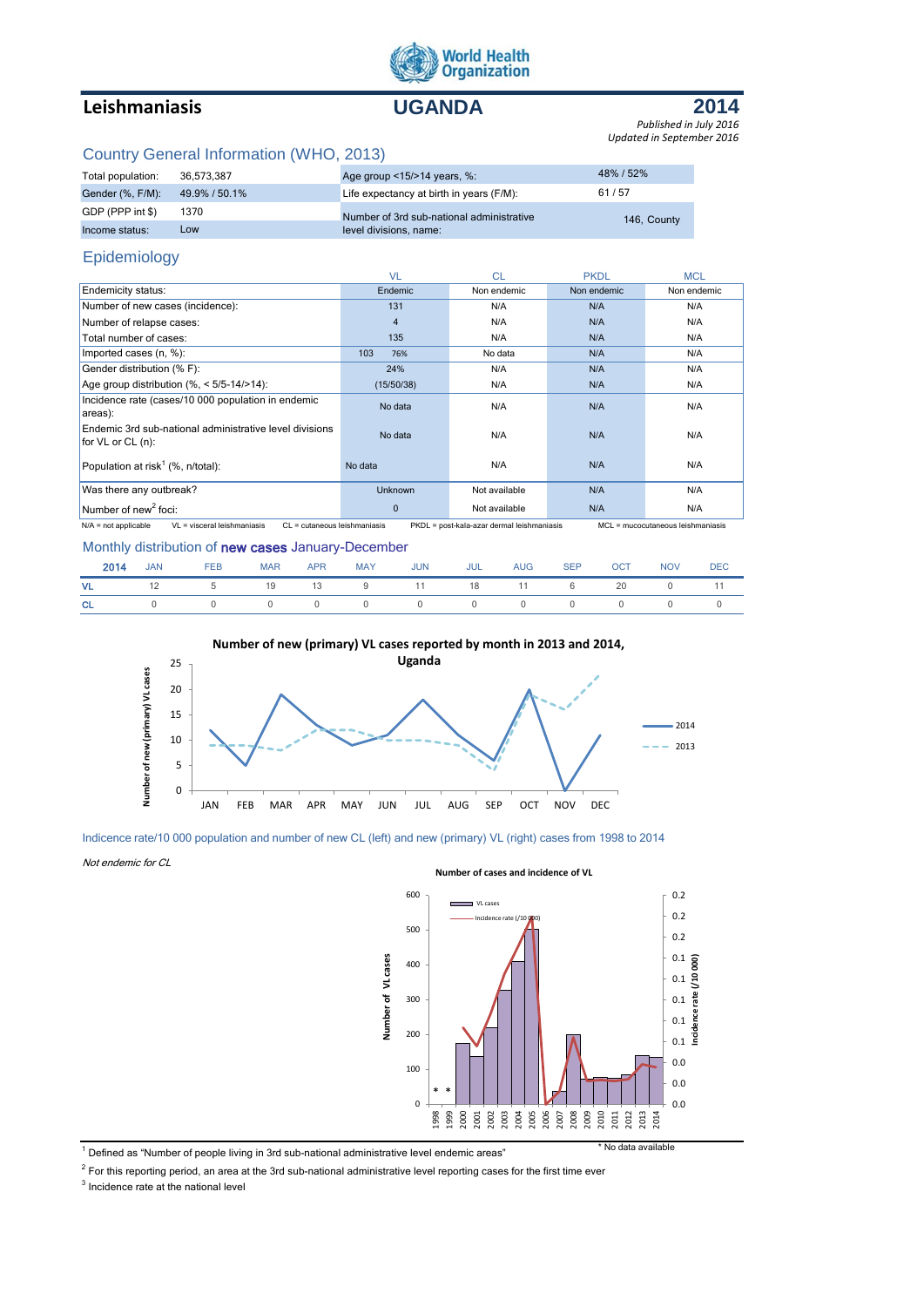World Health Organization

# Leishmaniasis — UGANDA — 2014

*Published in July 2016*
*Updated in September 2016*

## Country General Information (WHO, 2013)

| | | | |
|---|---|---|---|
| Total population: | 36,573,387 | Age group <15/>14 years, %: | 48% / 52% |
| Gender (%, F/M): | 49.9% / 50.1% | Life expectancy at birth in years (F/M): | 61 / 57 |
| GDP (PPP int $) | 1370 | Number of 3rd sub-national administrative level divisions, name: | 146, County |
| Income status: | Low | | |

## Epidemiology

| | VL | CL | PKDL | MCL |
|---|---|---|---|---|
| Endemicity status: | Endemic | Non endemic | Non endemic | Non endemic |
| Number of new cases (incidence): | 131 | N/A | N/A | N/A |
| Number of relapse cases: | 4 | N/A | N/A | N/A |
| Total number of cases: | 135 | N/A | N/A | N/A |
| Imported cases (n, %): | 103 76% | No data | N/A | N/A |
| Gender distribution (% F): | 24% | N/A | N/A | N/A |
| Age group distribution (%, < 5/5-14/>14): | (15/50/38) | N/A | N/A | N/A |
| Incidence rate (cases/10 000 population in endemic areas): | No data | N/A | N/A | N/A |
| Endemic 3rd sub-national administrative level divisions for VL or CL (n): | No data | N/A | N/A | N/A |
| Population at risk[1] (%, n/total): | No data | N/A | N/A | N/A |
| Was there any outbreak? | Unknown | Not available | N/A | N/A |
| Number of new[2] foci: | 0 | Not available | N/A | N/A |

N/A = not applicable VL = visceral leishmaniasis CL = cutaneous leishmaniasis PKDL = post-kala-azar dermal leishmaniasis MCL = mucocutaneous leishmaniasis

## Monthly distribution of **new cases** January-December

| 2014 | JAN | FEB | MAR | APR | MAY | JUN | JUL | AUG | SEP | OCT | NOV | DEC |
|---|---|---|---|---|---|---|---|---|---|---|---|---|
| VL | 12 | 5 | 19 | 13 | 9 | 11 | 18 | 11 | 6 | 20 | 0 | 11 |
| CL | 0 | 0 | 0 | 0 | 0 | 0 | 0 | 0 | 0 | 0 | 0 | 0 |

**Number of new (primary) VL cases reported by month in 2013 and 2014, Uganda**

Indicence rate/10 000 population and number of new CL (left) and new (primary) VL (right) cases from 1998 to 2014

*Not endemic for CL*

**Number of cases and incidence of VL**

\* No data available

[1] Defined as "Number of people living in 3rd sub-national administrative level endemic areas"

[2] For this reporting period, an area at the 3rd sub-national administrative level reporting cases for the first time ever

[3] Incidence rate at the national level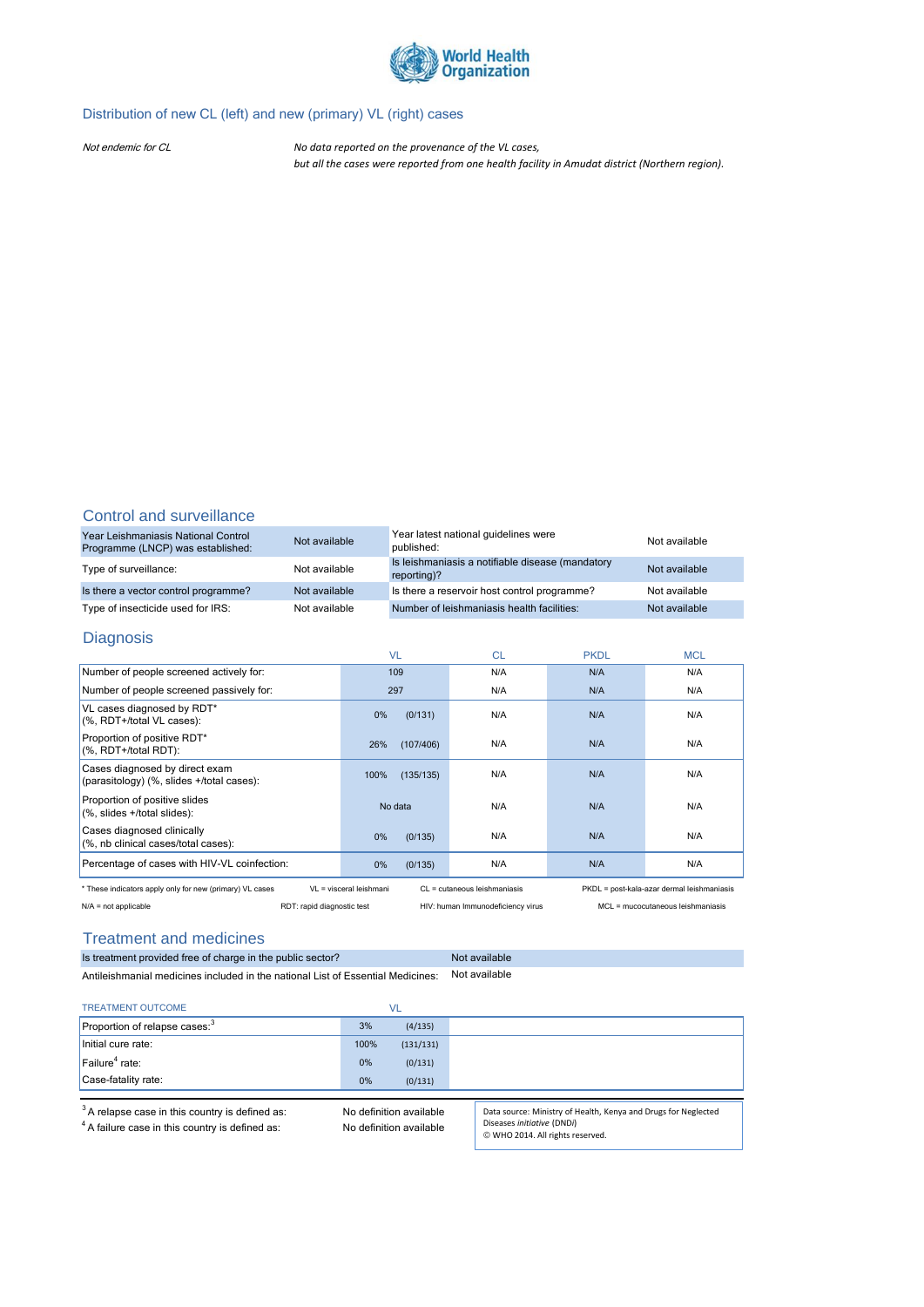## Distribution of new CL (left) and new (primary) VL (right) cases

*Not endemic for CL*

*No data reported on the provenance of the VL cases, but all the cases were reported from one health facility in Amudat district (Northern region).*

## Control and surveillance

| | | | |
|---|---|---|---|
| Year Leishmaniasis National Control Programme (LNCP) was established: | Not available | Year latest national guidelines were published: | Not available |
| Type of surveillance: | Not available | Is leishmaniasis a notifiable disease (mandatory reporting)? | Not available |
| Is there a vector control programme? | Not available | Is there a reservoir host control programme? | Not available |
| Type of insecticide used for IRS: | Not available | Number of leishmaniasis health facilities: | Not available |

## Diagnosis

| | VL | CL | PKDL | MCL |
|---|---|---|---|---|
| Number of people screened actively for: | 109 | N/A | N/A | N/A |
| Number of people screened passively for: | 297 | N/A | N/A | N/A |
| VL cases diagnosed by RDT* (%, RDT+/total VL cases): | 0% (0/131) | N/A | N/A | N/A |
| Proportion of positive RDT* (%, RDT+/total RDT): | 26% (107/406) | N/A | N/A | N/A |
| Cases diagnosed by direct exam (parasitology) (%, slides +/total cases): | 100% (135/135) | N/A | N/A | N/A |
| Proportion of positive slides (%, slides +/total slides): | No data | N/A | N/A | N/A |
| Cases diagnosed clinically (%, nb clinical cases/total cases): | 0% (0/135) | N/A | N/A | N/A |
| Percentage of cases with HIV-VL coinfection: | 0% (0/135) | N/A | N/A | N/A |

\* These indicators apply only for new (primary) VL cases; VL = visceral leishmani; CL = cutaneous leishmaniasis; PKDL = post-kala-azar dermal leishmaniasis

N/A = not applicable; RDT: rapid diagnostic test; HIV: human Immunodeficiency virus; MCL = mucocutaneous leishmaniasis

## Treatment and medicines

| | |
|---|---|
| Is treatment provided free of charge in the public sector? | Not available |
| Antileishmanial medicines included in the national List of Essential Medicines: | Not available |

| TREATMENT OUTCOME | VL | |
|---|---|---|
| Proportion of relapse cases:[3] | 3% | (4/135) |
| Initial cure rate: | 100% | (131/131) |
| Failure[4] rate: | 0% | (0/131) |
| Case-fatality rate: | 0% | (0/131) |

[3] A relapse case in this country is defined as: No definition available

[4] A failure case in this country is defined as: No definition available

Data source: Ministry of Health, Kenya and Drugs for Neglected Diseases *initiative* (DNDi)
© WHO 2014. All rights reserved.